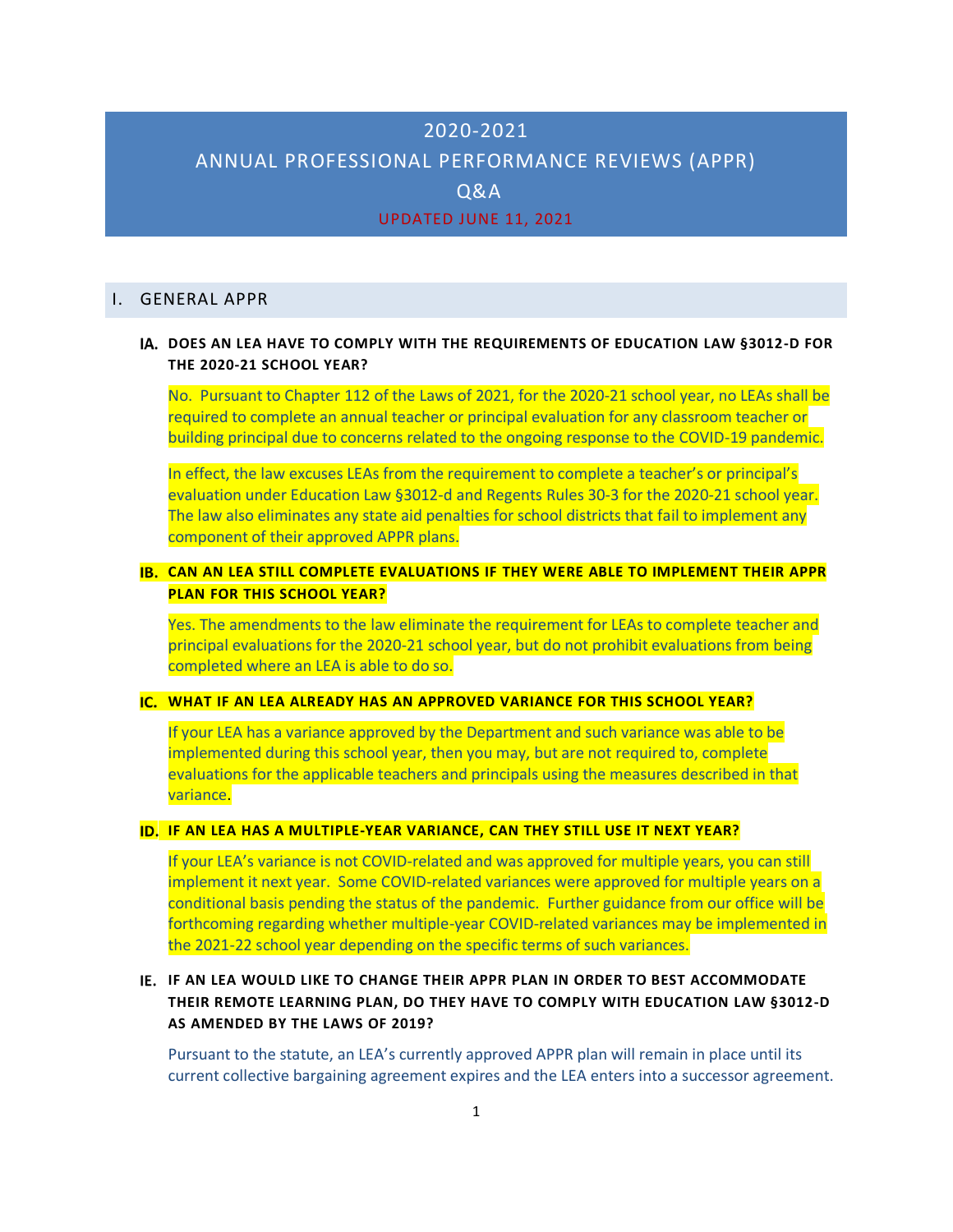# 2020-2021
# ANNUAL PROFESSIONAL PERFORMANCE REVIEWS (APPR)
# Q&A

UPDATED JUNE 11, 2021

## I. GENERAL APPR

### IA. DOES AN LEA HAVE TO COMPLY WITH THE REQUIREMENTS OF EDUCATION LAW §3012-D FOR THE 2020-21 SCHOOL YEAR?

No. Pursuant to Chapter 112 of the Laws of 2021, for the 2020-21 school year, no LEAs shall be required to complete an annual teacher or principal evaluation for any classroom teacher or building principal due to concerns related to the ongoing response to the COVID-19 pandemic.

In effect, the law excuses LEAs from the requirement to complete a teacher's or principal's evaluation under Education Law §3012-d and Regents Rules 30-3 for the 2020-21 school year. The law also eliminates any state aid penalties for school districts that fail to implement any component of their approved APPR plans.

### IB. CAN AN LEA STILL COMPLETE EVALUATIONS IF THEY WERE ABLE TO IMPLEMENT THEIR APPR PLAN FOR THIS SCHOOL YEAR?

Yes. The amendments to the law eliminate the requirement for LEAs to complete teacher and principal evaluations for the 2020-21 school year, but do not prohibit evaluations from being completed where an LEA is able to do so.

### IC. WHAT IF AN LEA ALREADY HAS AN APPROVED VARIANCE FOR THIS SCHOOL YEAR?

If your LEA has a variance approved by the Department and such variance was able to be implemented during this school year, then you may, but are not required to, complete evaluations for the applicable teachers and principals using the measures described in that variance.

### ID. IF AN LEA HAS A MULTIPLE-YEAR VARIANCE, CAN THEY STILL USE IT NEXT YEAR?

If your LEA's variance is not COVID-related and was approved for multiple years, you can still implement it next year. Some COVID-related variances were approved for multiple years on a conditional basis pending the status of the pandemic. Further guidance from our office will be forthcoming regarding whether multiple-year COVID-related variances may be implemented in the 2021-22 school year depending on the specific terms of such variances.

### IE. IF AN LEA WOULD LIKE TO CHANGE THEIR APPR PLAN IN ORDER TO BEST ACCOMMODATE THEIR REMOTE LEARNING PLAN, DO THEY HAVE TO COMPLY WITH EDUCATION LAW §3012-D AS AMENDED BY THE LAWS OF 2019?

Pursuant to the statute, an LEA's currently approved APPR plan will remain in place until its current collective bargaining agreement expires and the LEA enters into a successor agreement.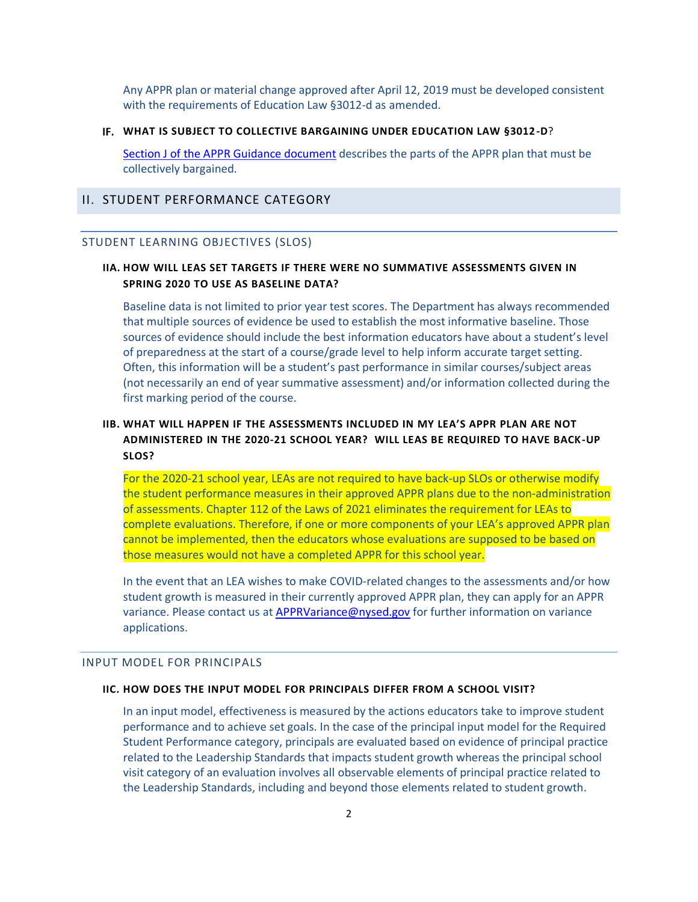Any APPR plan or material change approved after April 12, 2019 must be developed consistent with the requirements of Education Law §3012-d as amended.

### IF. WHAT IS SUBJECT TO COLLECTIVE BARGAINING UNDER EDUCATION LAW §3012-D?

Section J of the APPR Guidance document describes the parts of the APPR plan that must be collectively bargained.

## II. STUDENT PERFORMANCE CATEGORY

### STUDENT LEARNING OBJECTIVES (SLOS)

#### IIA. HOW WILL LEAS SET TARGETS IF THERE WERE NO SUMMATIVE ASSESSMENTS GIVEN IN SPRING 2020 TO USE AS BASELINE DATA?

Baseline data is not limited to prior year test scores. The Department has always recommended that multiple sources of evidence be used to establish the most informative baseline. Those sources of evidence should include the best information educators have about a student's level of preparedness at the start of a course/grade level to help inform accurate target setting. Often, this information will be a student's past performance in similar courses/subject areas (not necessarily an end of year summative assessment) and/or information collected during the first marking period of the course.

#### IIB. WHAT WILL HAPPEN IF THE ASSESSMENTS INCLUDED IN MY LEA'S APPR PLAN ARE NOT ADMINISTERED IN THE 2020-21 SCHOOL YEAR? WILL LEAS BE REQUIRED TO HAVE BACK-UP SLOS?

For the 2020-21 school year, LEAs are not required to have back-up SLOs or otherwise modify the student performance measures in their approved APPR plans due to the non-administration of assessments. Chapter 112 of the Laws of 2021 eliminates the requirement for LEAs to complete evaluations. Therefore, if one or more components of your LEA's approved APPR plan cannot be implemented, then the educators whose evaluations are supposed to be based on those measures would not have a completed APPR for this school year.

In the event that an LEA wishes to make COVID-related changes to the assessments and/or how student growth is measured in their currently approved APPR plan, they can apply for an APPR variance. Please contact us at APPRVariance@nysed.gov for further information on variance applications.

### INPUT MODEL FOR PRINCIPALS

#### IIC. HOW DOES THE INPUT MODEL FOR PRINCIPALS DIFFER FROM A SCHOOL VISIT?

In an input model, effectiveness is measured by the actions educators take to improve student performance and to achieve set goals. In the case of the principal input model for the Required Student Performance category, principals are evaluated based on evidence of principal practice related to the Leadership Standards that impacts student growth whereas the principal school visit category of an evaluation involves all observable elements of principal practice related to the Leadership Standards, including and beyond those elements related to student growth.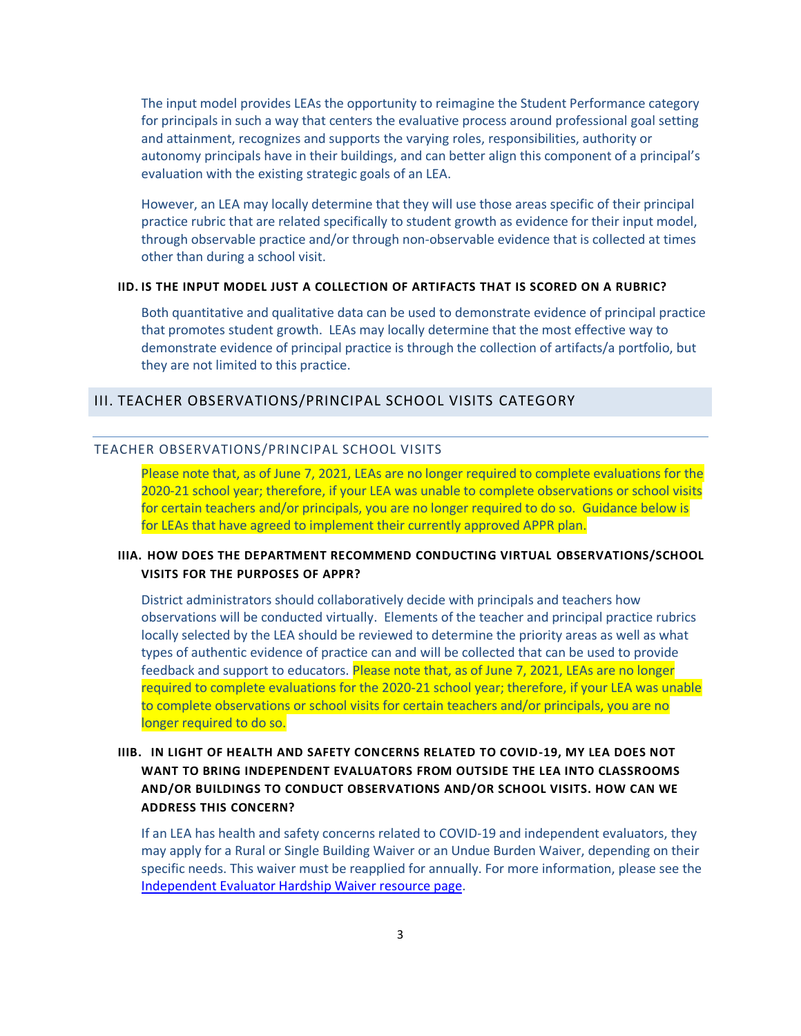The input model provides LEAs the opportunity to reimagine the Student Performance category for principals in such a way that centers the evaluative process around professional goal setting and attainment, recognizes and supports the varying roles, responsibilities, authority or autonomy principals have in their buildings, and can better align this component of a principal's evaluation with the existing strategic goals of an LEA.

However, an LEA may locally determine that they will use those areas specific of their principal practice rubric that are related specifically to student growth as evidence for their input model, through observable practice and/or through non-observable evidence that is collected at times other than during a school visit.

#### IID. IS THE INPUT MODEL JUST A COLLECTION OF ARTIFACTS THAT IS SCORED ON A RUBRIC?

Both quantitative and qualitative data can be used to demonstrate evidence of principal practice that promotes student growth. LEAs may locally determine that the most effective way to demonstrate evidence of principal practice is through the collection of artifacts/a portfolio, but they are not limited to this practice.

## III. TEACHER OBSERVATIONS/PRINCIPAL SCHOOL VISITS CATEGORY

### TEACHER OBSERVATIONS/PRINCIPAL SCHOOL VISITS

Please note that, as of June 7, 2021, LEAs are no longer required to complete evaluations for the 2020-21 school year; therefore, if your LEA was unable to complete observations or school visits for certain teachers and/or principals, you are no longer required to do so. Guidance below is for LEAs that have agreed to implement their currently approved APPR plan.

#### IIIA. HOW DOES THE DEPARTMENT RECOMMEND CONDUCTING VIRTUAL OBSERVATIONS/SCHOOL VISITS FOR THE PURPOSES OF APPR?

District administrators should collaboratively decide with principals and teachers how observations will be conducted virtually. Elements of the teacher and principal practice rubrics locally selected by the LEA should be reviewed to determine the priority areas as well as what types of authentic evidence of practice can and will be collected that can be used to provide feedback and support to educators. Please note that, as of June 7, 2021, LEAs are no longer required to complete evaluations for the 2020-21 school year; therefore, if your LEA was unable to complete observations or school visits for certain teachers and/or principals, you are no longer required to do so.

#### IIIB. IN LIGHT OF HEALTH AND SAFETY CONCERNS RELATED TO COVID-19, MY LEA DOES NOT WANT TO BRING INDEPENDENT EVALUATORS FROM OUTSIDE THE LEA INTO CLASSROOMS AND/OR BUILDINGS TO CONDUCT OBSERVATIONS AND/OR SCHOOL VISITS. HOW CAN WE ADDRESS THIS CONCERN?

If an LEA has health and safety concerns related to COVID-19 and independent evaluators, they may apply for a Rural or Single Building Waiver or an Undue Burden Waiver, depending on their specific needs. This waiver must be reapplied for annually. For more information, please see the Independent Evaluator Hardship Waiver resource page.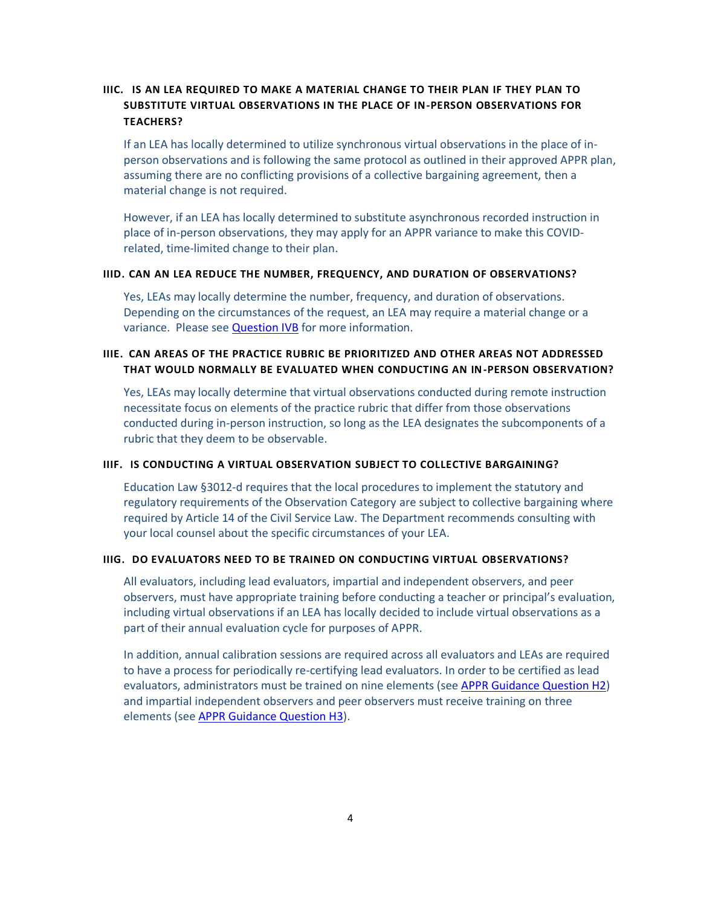### IIIC. IS AN LEA REQUIRED TO MAKE A MATERIAL CHANGE TO THEIR PLAN IF THEY PLAN TO SUBSTITUTE VIRTUAL OBSERVATIONS IN THE PLACE OF IN-PERSON OBSERVATIONS FOR TEACHERS?

If an LEA has locally determined to utilize synchronous virtual observations in the place of in-person observations and is following the same protocol as outlined in their approved APPR plan, assuming there are no conflicting provisions of a collective bargaining agreement, then a material change is not required.

However, if an LEA has locally determined to substitute asynchronous recorded instruction in place of in-person observations, they may apply for an APPR variance to make this COVID-related, time-limited change to their plan.

### IIID. CAN AN LEA REDUCE THE NUMBER, FREQUENCY, AND DURATION OF OBSERVATIONS?

Yes, LEAs may locally determine the number, frequency, and duration of observations. Depending on the circumstances of the request, an LEA may require a material change or a variance. Please see Question IVB for more information.

### IIIE. CAN AREAS OF THE PRACTICE RUBRIC BE PRIORITIZED AND OTHER AREAS NOT ADDRESSED THAT WOULD NORMALLY BE EVALUATED WHEN CONDUCTING AN IN-PERSON OBSERVATION?

Yes, LEAs may locally determine that virtual observations conducted during remote instruction necessitate focus on elements of the practice rubric that differ from those observations conducted during in-person instruction, so long as the LEA designates the subcomponents of a rubric that they deem to be observable.

### IIIF. IS CONDUCTING A VIRTUAL OBSERVATION SUBJECT TO COLLECTIVE BARGAINING?

Education Law §3012-d requires that the local procedures to implement the statutory and regulatory requirements of the Observation Category are subject to collective bargaining where required by Article 14 of the Civil Service Law. The Department recommends consulting with your local counsel about the specific circumstances of your LEA.

### IIIG. DO EVALUATORS NEED TO BE TRAINED ON CONDUCTING VIRTUAL OBSERVATIONS?

All evaluators, including lead evaluators, impartial and independent observers, and peer observers, must have appropriate training before conducting a teacher or principal's evaluation, including virtual observations if an LEA has locally decided to include virtual observations as a part of their annual evaluation cycle for purposes of APPR.

In addition, annual calibration sessions are required across all evaluators and LEAs are required to have a process for periodically re-certifying lead evaluators. In order to be certified as lead evaluators, administrators must be trained on nine elements (see APPR Guidance Question H2) and impartial independent observers and peer observers must receive training on three elements (see APPR Guidance Question H3).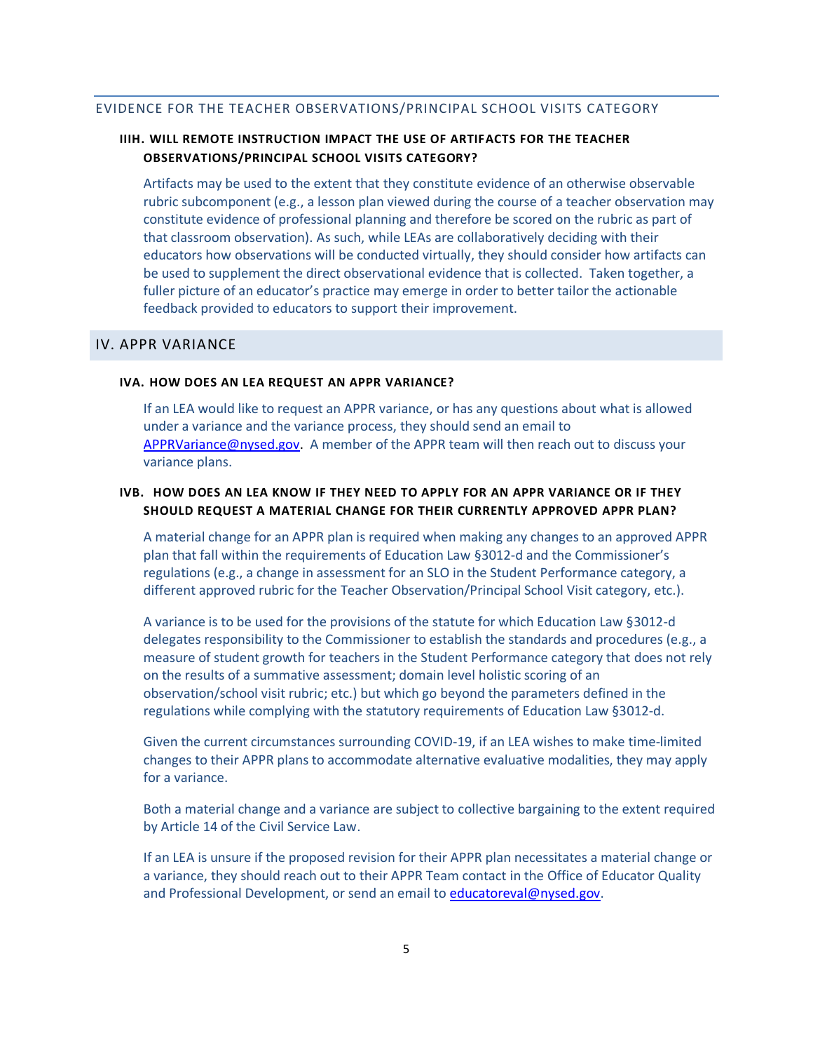## EVIDENCE FOR THE TEACHER OBSERVATIONS/PRINCIPAL SCHOOL VISITS CATEGORY

### IIIH. WILL REMOTE INSTRUCTION IMPACT THE USE OF ARTIFACTS FOR THE TEACHER OBSERVATIONS/PRINCIPAL SCHOOL VISITS CATEGORY?

Artifacts may be used to the extent that they constitute evidence of an otherwise observable rubric subcomponent (e.g., a lesson plan viewed during the course of a teacher observation may constitute evidence of professional planning and therefore be scored on the rubric as part of that classroom observation). As such, while LEAs are collaboratively deciding with their educators how observations will be conducted virtually, they should consider how artifacts can be used to supplement the direct observational evidence that is collected. Taken together, a fuller picture of an educator's practice may emerge in order to better tailor the actionable feedback provided to educators to support their improvement.

# IV. APPR VARIANCE

### IVA. HOW DOES AN LEA REQUEST AN APPR VARIANCE?

If an LEA would like to request an APPR variance, or has any questions about what is allowed under a variance and the variance process, they should send an email to [APPRVariance@nysed.gov](mailto:APPRVariance@nysed.gov). A member of the APPR team will then reach out to discuss your variance plans.

### IVB. HOW DOES AN LEA KNOW IF THEY NEED TO APPLY FOR AN APPR VARIANCE OR IF THEY SHOULD REQUEST A MATERIAL CHANGE FOR THEIR CURRENTLY APPROVED APPR PLAN?

A material change for an APPR plan is required when making any changes to an approved APPR plan that fall within the requirements of Education Law §3012-d and the Commissioner's regulations (e.g., a change in assessment for an SLO in the Student Performance category, a different approved rubric for the Teacher Observation/Principal School Visit category, etc.).

A variance is to be used for the provisions of the statute for which Education Law §3012-d delegates responsibility to the Commissioner to establish the standards and procedures (e.g., a measure of student growth for teachers in the Student Performance category that does not rely on the results of a summative assessment; domain level holistic scoring of an observation/school visit rubric; etc.) but which go beyond the parameters defined in the regulations while complying with the statutory requirements of Education Law §3012-d.

Given the current circumstances surrounding COVID-19, if an LEA wishes to make time-limited changes to their APPR plans to accommodate alternative evaluative modalities, they may apply for a variance.

Both a material change and a variance are subject to collective bargaining to the extent required by Article 14 of the Civil Service Law.

If an LEA is unsure if the proposed revision for their APPR plan necessitates a material change or a variance, they should reach out to their APPR Team contact in the Office of Educator Quality and Professional Development, or send an email to [educatoreval@nysed.gov](mailto:educatoreval@nysed.gov).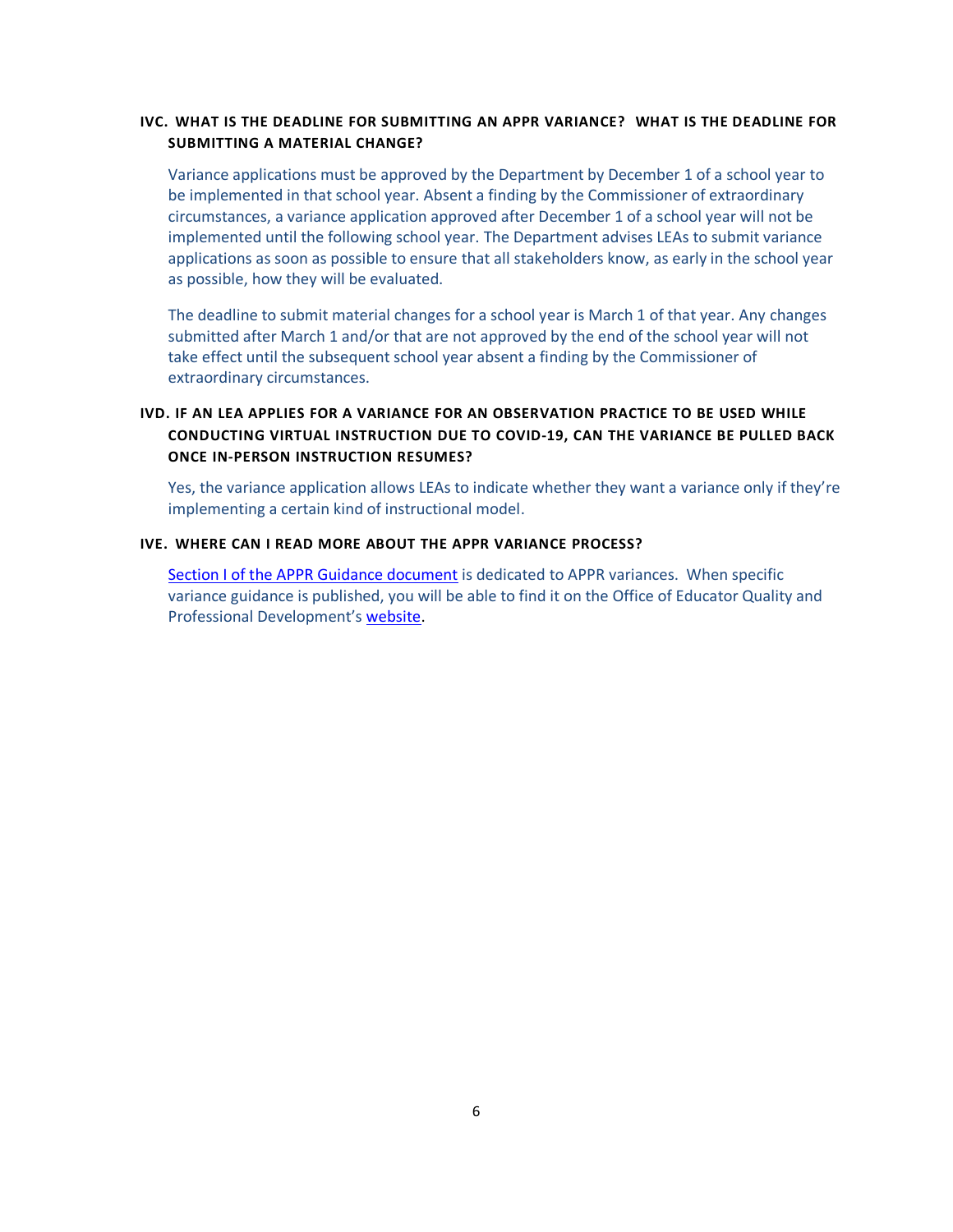### IVC. WHAT IS THE DEADLINE FOR SUBMITTING AN APPR VARIANCE? WHAT IS THE DEADLINE FOR SUBMITTING A MATERIAL CHANGE?

Variance applications must be approved by the Department by December 1 of a school year to be implemented in that school year. Absent a finding by the Commissioner of extraordinary circumstances, a variance application approved after December 1 of a school year will not be implemented until the following school year. The Department advises LEAs to submit variance applications as soon as possible to ensure that all stakeholders know, as early in the school year as possible, how they will be evaluated.

The deadline to submit material changes for a school year is March 1 of that year. Any changes submitted after March 1 and/or that are not approved by the end of the school year will not take effect until the subsequent school year absent a finding by the Commissioner of extraordinary circumstances.

### IVD. IF AN LEA APPLIES FOR A VARIANCE FOR AN OBSERVATION PRACTICE TO BE USED WHILE CONDUCTING VIRTUAL INSTRUCTION DUE TO COVID-19, CAN THE VARIANCE BE PULLED BACK ONCE IN-PERSON INSTRUCTION RESUMES?

Yes, the variance application allows LEAs to indicate whether they want a variance only if they're implementing a certain kind of instructional model.

### IVE. WHERE CAN I READ MORE ABOUT THE APPR VARIANCE PROCESS?

Section I of the APPR Guidance document is dedicated to APPR variances. When specific variance guidance is published, you will be able to find it on the Office of Educator Quality and Professional Development's website.